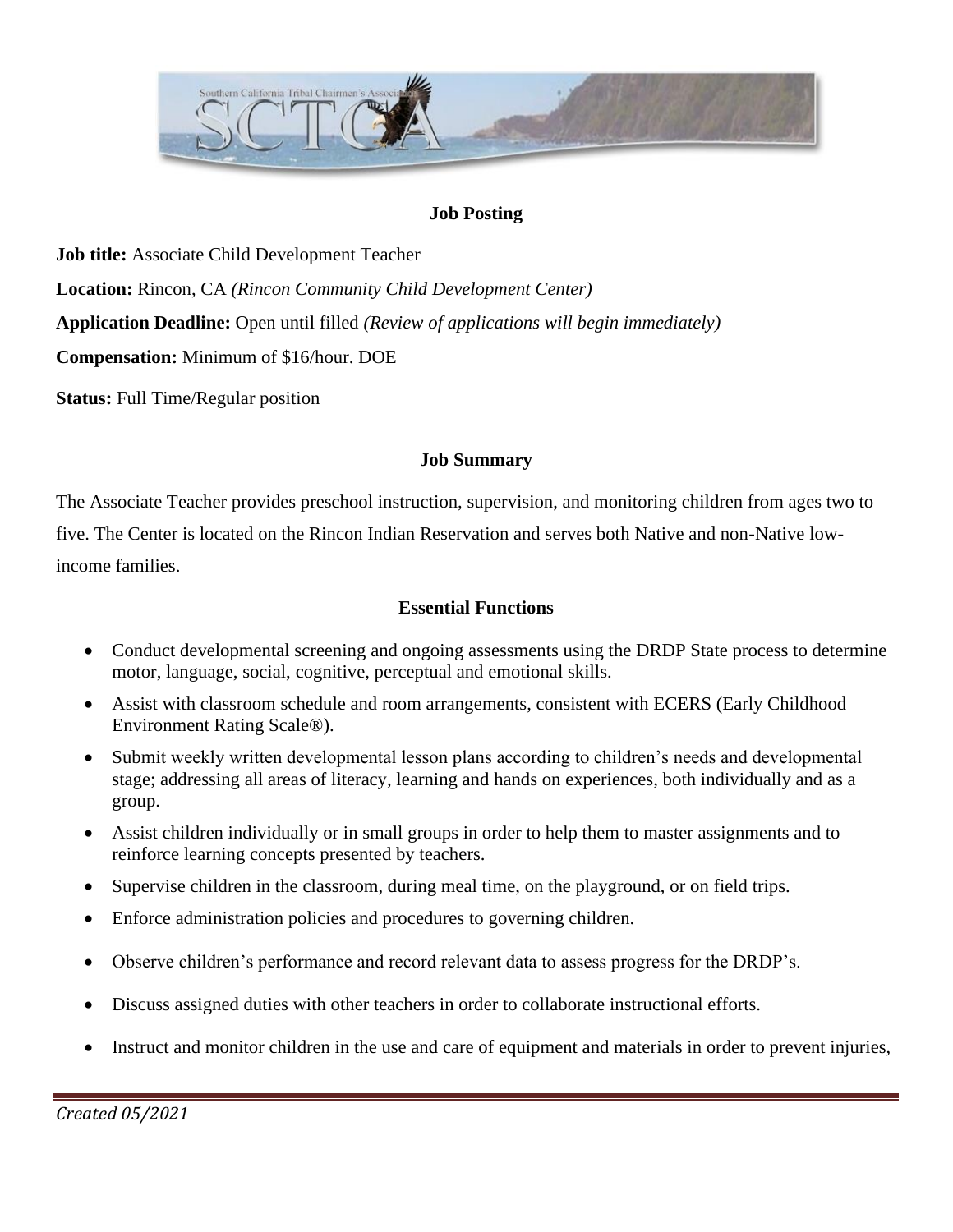## Job Posting

**Job title:** Associate Child Development Teacher

**Location:** Rincon, CA *(Rincon Community Child Development Center)*

**Application Deadline:** Open until filled *(Review of applications will begin immediately)*

**Compensation:** Minimum of $16/hour. DOE

**Status:** Full Time/Regular position

## Job Summary

The Associate Teacher provides preschool instruction, supervision, and monitoring children from ages two to five. The Center is located on the Rincon Indian Reservation and serves both Native and non-Native low-income families.

## Essential Functions

- Conduct developmental screening and ongoing assessments using the DRDP State process to determine motor, language, social, cognitive, perceptual and emotional skills.
- Assist with classroom schedule and room arrangements, consistent with ECERS (Early Childhood Environment Rating Scale®).
- Submit weekly written developmental lesson plans according to children's needs and developmental stage; addressing all areas of literacy, learning and hands on experiences, both individually and as a group.
- Assist children individually or in small groups in order to help them to master assignments and to reinforce learning concepts presented by teachers.
- Supervise children in the classroom, during meal time, on the playground, or on field trips.
- Enforce administration policies and procedures to governing children.
- Observe children's performance and record relevant data to assess progress for the DRDP's.
- Discuss assigned duties with other teachers in order to collaborate instructional efforts.
- Instruct and monitor children in the use and care of equipment and materials in order to prevent injuries,

*Created 05/2021*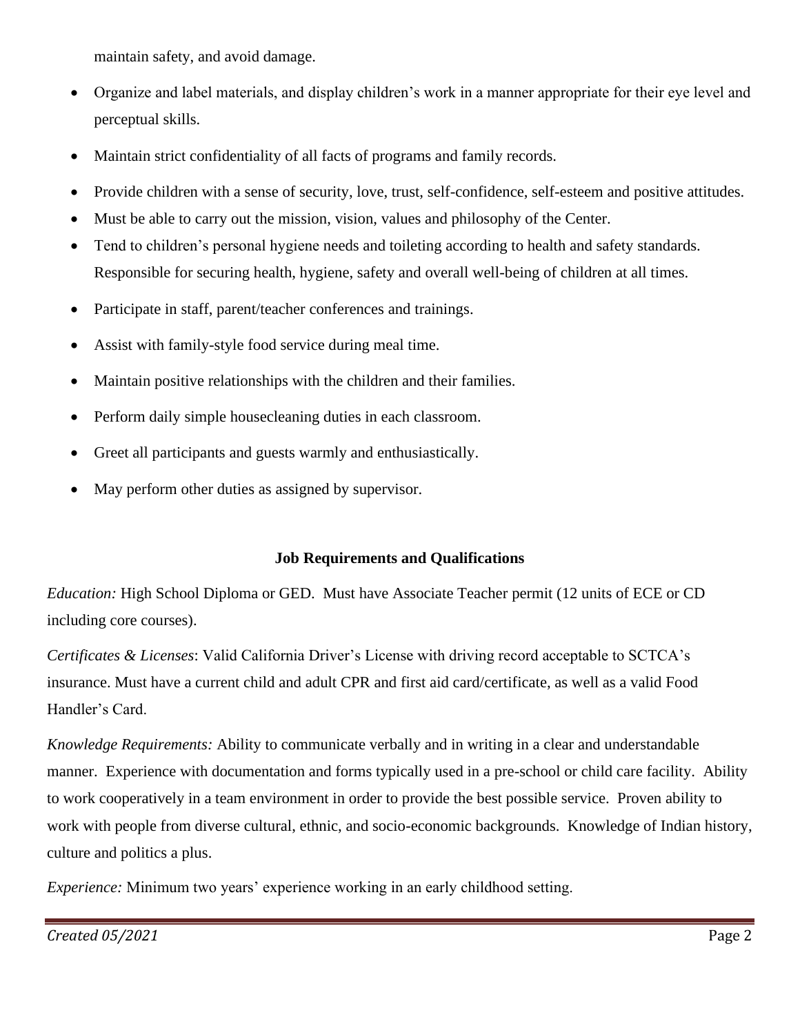maintain safety, and avoid damage.

- Organize and label materials, and display children's work in a manner appropriate for their eye level and perceptual skills.
- Maintain strict confidentiality of all facts of programs and family records.
- Provide children with a sense of security, love, trust, self-confidence, self-esteem and positive attitudes.
- Must be able to carry out the mission, vision, values and philosophy of the Center.
- Tend to children's personal hygiene needs and toileting according to health and safety standards. Responsible for securing health, hygiene, safety and overall well-being of children at all times.
- Participate in staff, parent/teacher conferences and trainings.
- Assist with family-style food service during meal time.
- Maintain positive relationships with the children and their families.
- Perform daily simple housecleaning duties in each classroom.
- Greet all participants and guests warmly and enthusiastically.
- May perform other duties as assigned by supervisor.

**Job Requirements and Qualifications**

*Education:* High School Diploma or GED. Must have Associate Teacher permit (12 units of ECE or CD including core courses).

*Certificates & Licenses*: Valid California Driver's License with driving record acceptable to SCTCA's insurance. Must have a current child and adult CPR and first aid card/certificate, as well as a valid Food Handler's Card.

*Knowledge Requirements:* Ability to communicate verbally and in writing in a clear and understandable manner. Experience with documentation and forms typically used in a pre-school or child care facility. Ability to work cooperatively in a team environment in order to provide the best possible service. Proven ability to work with people from diverse cultural, ethnic, and socio-economic backgrounds. Knowledge of Indian history, culture and politics a plus.

*Experience:* Minimum two years' experience working in an early childhood setting.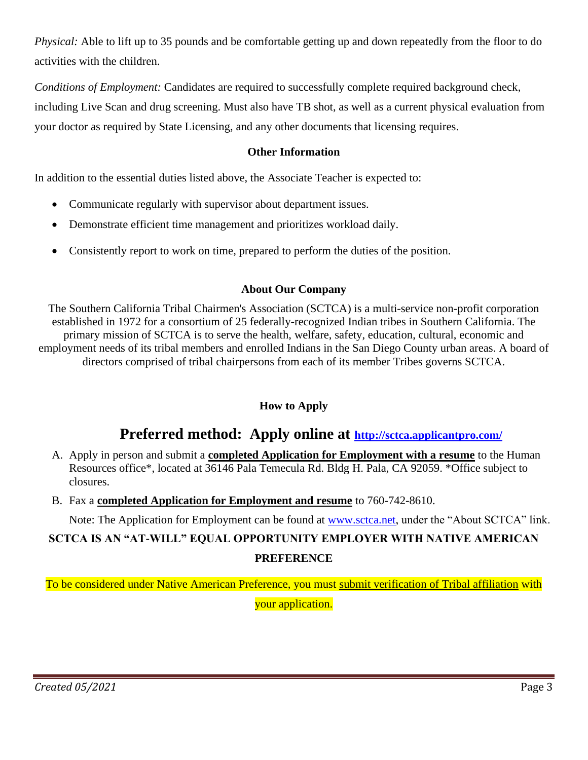*Physical:* Able to lift up to 35 pounds and be comfortable getting up and down repeatedly from the floor to do activities with the children.

*Conditions of Employment:* Candidates are required to successfully complete required background check, including Live Scan and drug screening. Must also have TB shot, as well as a current physical evaluation from your doctor as required by State Licensing, and any other documents that licensing requires.

### Other Information

In addition to the essential duties listed above, the Associate Teacher is expected to:

- Communicate regularly with supervisor about department issues.
- Demonstrate efficient time management and prioritizes workload daily.
- Consistently report to work on time, prepared to perform the duties of the position.

### About Our Company

The Southern California Tribal Chairmen's Association (SCTCA) is a multi-service non-profit corporation established in 1972 for a consortium of 25 federally-recognized Indian tribes in Southern California. The primary mission of SCTCA is to serve the health, welfare, safety, education, cultural, economic and employment needs of its tribal members and enrolled Indians in the San Diego County urban areas. A board of directors comprised of tribal chairpersons from each of its member Tribes governs SCTCA.

### How to Apply

## Preferred method: Apply online at http://sctca.applicantpro.com/

A. Apply in person and submit a **completed Application for Employment with a resume** to the Human Resources office*, located at 36146 Pala Temecula Rd. Bldg H. Pala, CA 92059. *Office subject to closures.

B. Fax a **completed Application for Employment and resume** to 760-742-8610.

Note: The Application for Employment can be found at www.sctca.net, under the "About SCTCA" link.

**SCTCA IS AN "AT-WILL" EQUAL OPPORTUNITY EMPLOYER WITH NATIVE AMERICAN PREFERENCE**

To be considered under Native American Preference, you must submit verification of Tribal affiliation with your application.

*Created 05/2021*